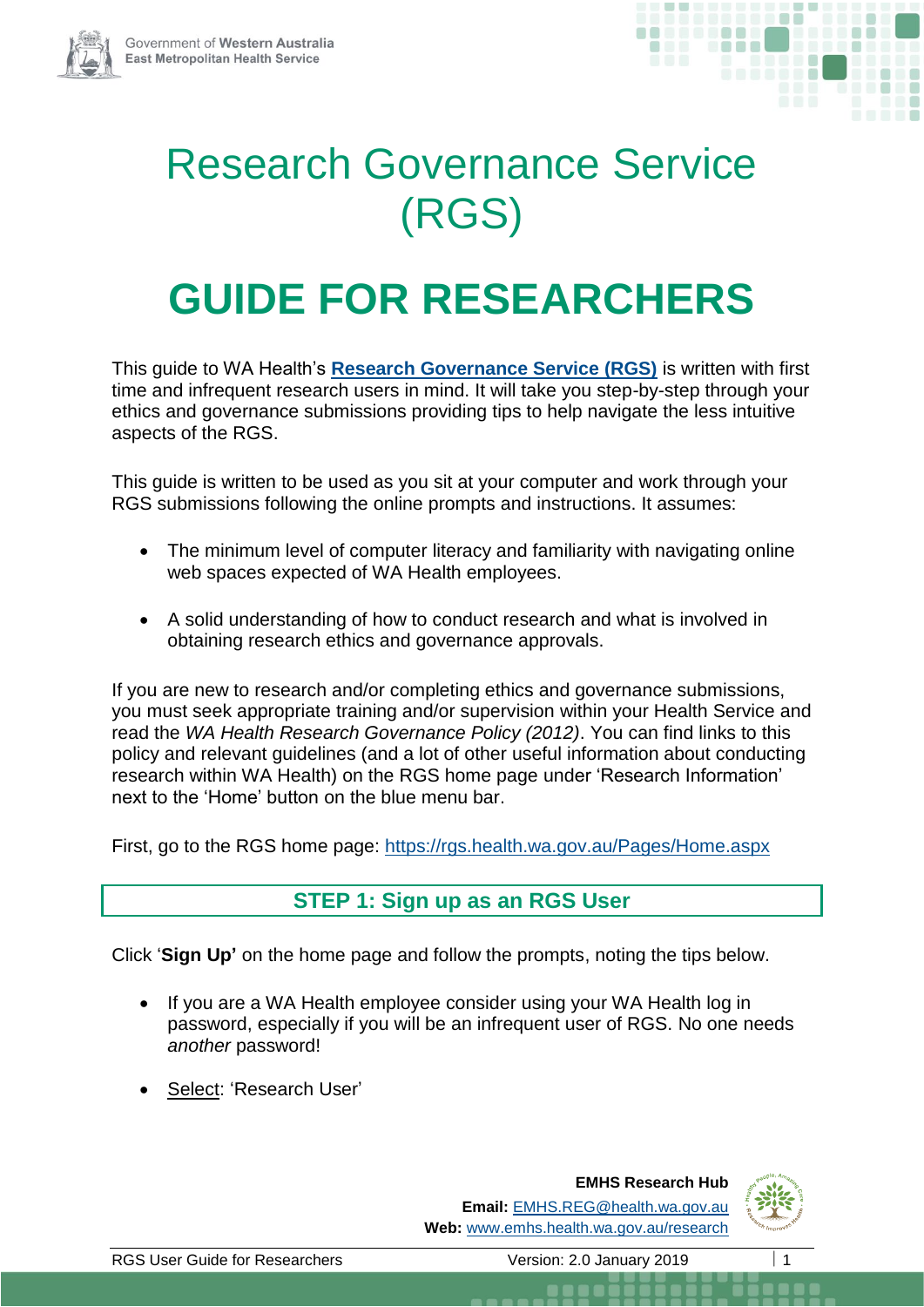# Research Governance Service (RGS)

# GUIDE FOR RESEARCHERS

This guide to WA Health's **Research Governance Service (RGS)** is written with first time and infrequent research users in mind. It will take you step-by-step through your ethics and governance submissions providing tips to help navigate the less intuitive aspects of the RGS.

This guide is written to be used as you sit at your computer and work through your RGS submissions following the online prompts and instructions. It assumes:

- The minimum level of computer literacy and familiarity with navigating online web spaces expected of WA Health employees.
- A solid understanding of how to conduct research and what is involved in obtaining research ethics and governance approvals.

If you are new to research and/or completing ethics and governance submissions, you must seek appropriate training and/or supervision within your Health Service and read the *WA Health Research Governance Policy (2012)*. You can find links to this policy and relevant guidelines (and a lot of other useful information about conducting research within WA Health) on the RGS home page under 'Research Information' next to the 'Home' button on the blue menu bar.

First, go to the RGS home page: https://rgs.health.wa.gov.au/Pages/Home.aspx

## STEP 1: Sign up as an RGS User

Click '**Sign Up'** on the home page and follow the prompts, noting the tips below.

- If you are a WA Health employee consider using your WA Health log in password, especially if you will be an infrequent user of RGS. No one needs *another* password!
- Select: 'Research User'

**EMHS Research Hub**
**Email:** EMHS.REG@health.wa.gov.au
**Web:** www.emhs.health.wa.gov.au/research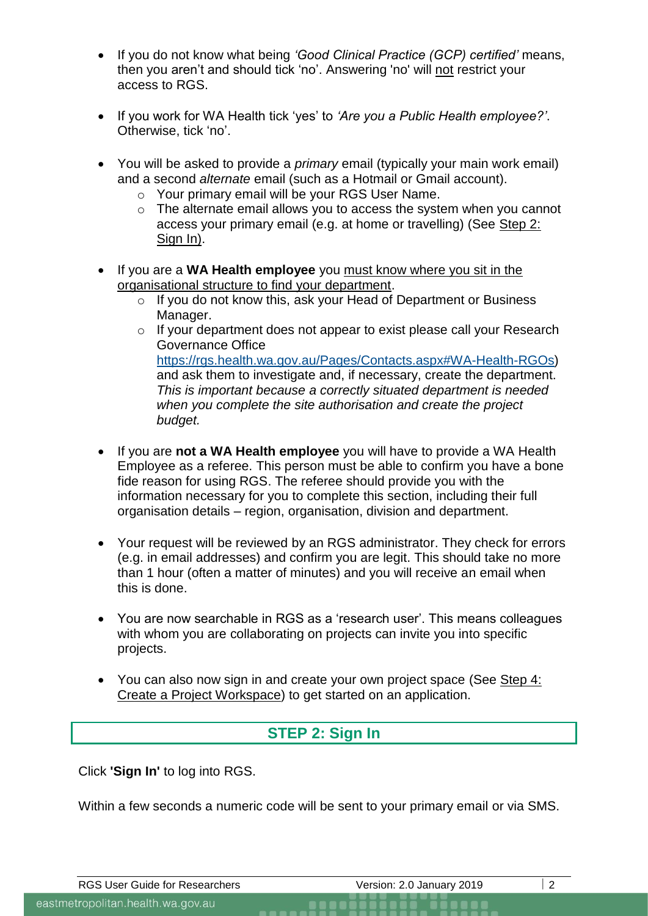- If you do not know what being *'Good Clinical Practice (GCP) certified'* means, then you aren't and should tick 'no'. Answering 'no' will not restrict your access to RGS.

- If you work for WA Health tick 'yes' to *'Are you a Public Health employee?'*. Otherwise, tick 'no'.

- You will be asked to provide a *primary* email (typically your main work email) and a second *alternate* email (such as a Hotmail or Gmail account).
  - Your primary email will be your RGS User Name.
  - The alternate email allows you to access the system when you cannot access your primary email (e.g. at home or travelling) (See Step 2: Sign In).

- If you are a **WA Health employee** you must know where you sit in the organisational structure to find your department.
  - If you do not know this, ask your Head of Department or Business Manager.
  - If your department does not appear to exist please call your Research Governance Office https://rgs.health.wa.gov.au/Pages/Contacts.aspx#WA-Health-RGOs) and ask them to investigate and, if necessary, create the department. *This is important because a correctly situated department is needed when you complete the site authorisation and create the project budget.*

- If you are **not a WA Health employee** you will have to provide a WA Health Employee as a referee. This person must be able to confirm you have a bone fide reason for using RGS. The referee should provide you with the information necessary for you to complete this section, including their full organisation details – region, organisation, division and department.

- Your request will be reviewed by an RGS administrator. They check for errors (e.g. in email addresses) and confirm you are legit. This should take no more than 1 hour (often a matter of minutes) and you will receive an email when this is done.

- You are now searchable in RGS as a 'research user'. This means colleagues with whom you are collaborating on projects can invite you into specific projects.

- You can also now sign in and create your own project space (See Step 4: Create a Project Workspace) to get started on an application.

## STEP 2: Sign In

Click **'Sign In'** to log into RGS.

Within a few seconds a numeric code will be sent to your primary email or via SMS.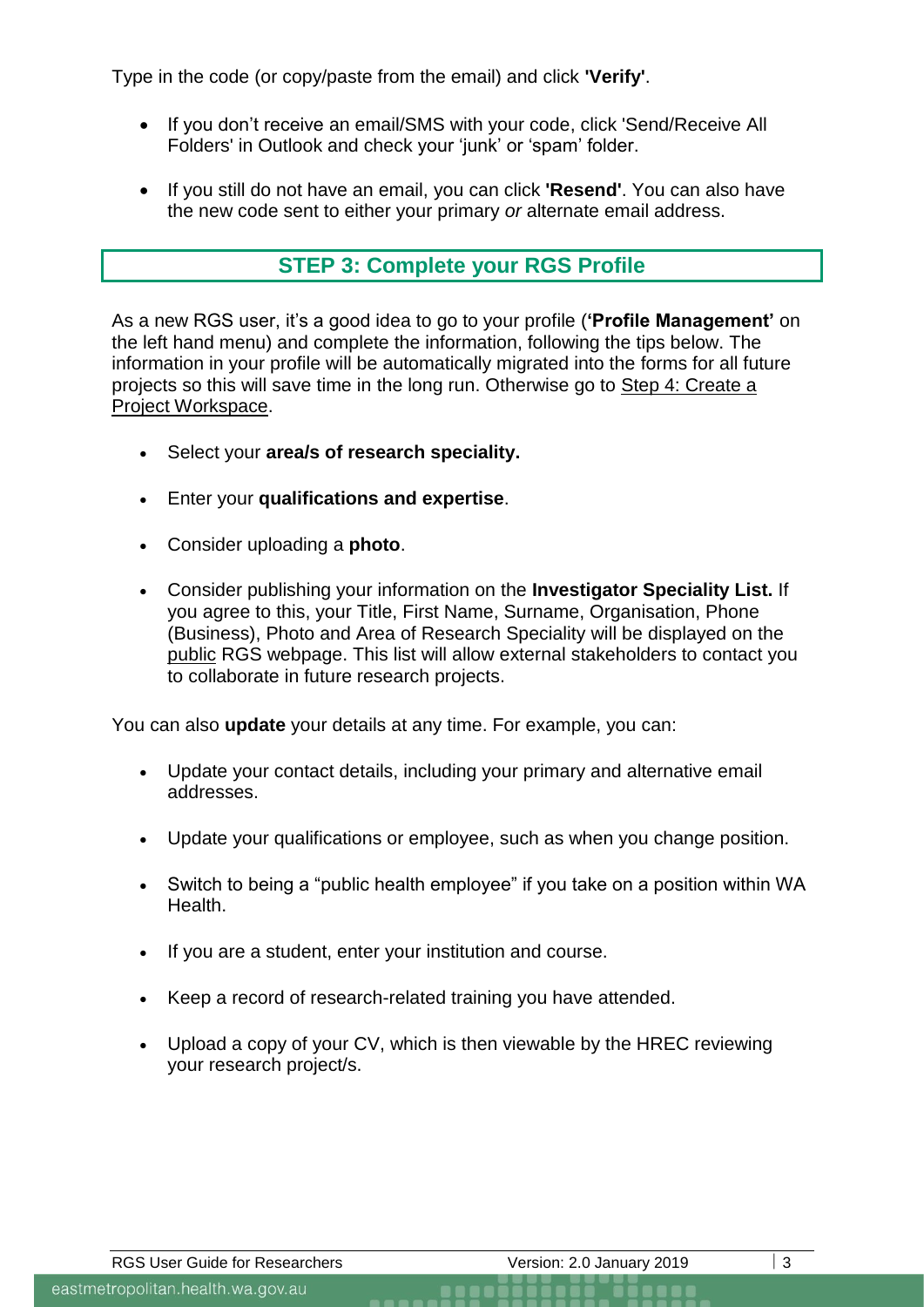Type in the code (or copy/paste from the email) and click **'Verify'**.

- If you don't receive an email/SMS with your code, click 'Send/Receive All Folders' in Outlook and check your 'junk' or 'spam' folder.
- If you still do not have an email, you can click **'Resend'**. You can also have the new code sent to either your primary *or* alternate email address.

## STEP 3: Complete your RGS Profile

As a new RGS user, it's a good idea to go to your profile (**'Profile Management'** on the left hand menu) and complete the information, following the tips below. The information in your profile will be automatically migrated into the forms for all future projects so this will save time in the long run. Otherwise go to Step 4: Create a Project Workspace.

- Select your **area/s of research speciality.**
- Enter your **qualifications and expertise**.
- Consider uploading a **photo**.
- Consider publishing your information on the **Investigator Speciality List.** If you agree to this, your Title, First Name, Surname, Organisation, Phone (Business), Photo and Area of Research Speciality will be displayed on the public RGS webpage. This list will allow external stakeholders to contact you to collaborate in future research projects.

You can also **update** your details at any time. For example, you can:

- Update your contact details, including your primary and alternative email addresses.
- Update your qualifications or employee, such as when you change position.
- Switch to being a "public health employee" if you take on a position within WA Health.
- If you are a student, enter your institution and course.
- Keep a record of research-related training you have attended.
- Upload a copy of your CV, which is then viewable by the HREC reviewing your research project/s.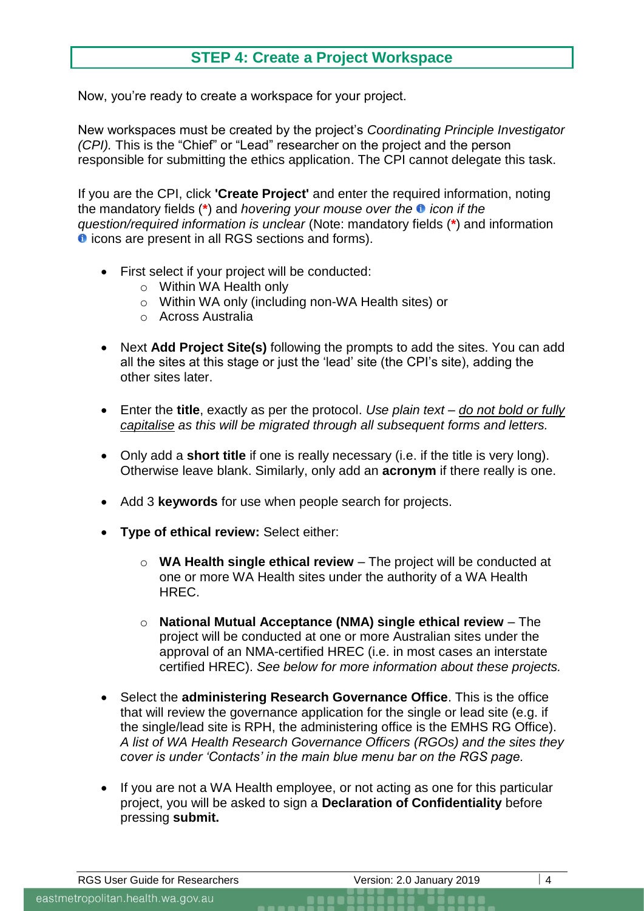## STEP 4: Create a Project Workspace

Now, you're ready to create a workspace for your project.

New workspaces must be created by the project's *Coordinating Principle Investigator (CPI).* This is the "Chief" or "Lead" researcher on the project and the person responsible for submitting the ethics application. The CPI cannot delegate this task.

If you are the CPI, click **'Create Project'** and enter the required information, noting the mandatory fields (*) and *hovering your mouse over the* ℹ *icon if the question/required information is unclear* (Note: mandatory fields (*) and information ℹ icons are present in all RGS sections and forms).

- First select if your project will be conducted:
  - Within WA Health only
  - Within WA only (including non-WA Health sites) or
  - Across Australia
- Next **Add Project Site(s)** following the prompts to add the sites. You can add all the sites at this stage or just the 'lead' site (the CPI's site), adding the other sites later.
- Enter the **title**, exactly as per the protocol. *Use plain text – do not bold or fully capitalise as this will be migrated through all subsequent forms and letters.*
- Only add a **short title** if one is really necessary (i.e. if the title is very long). Otherwise leave blank. Similarly, only add an **acronym** if there really is one.
- Add 3 **keywords** for use when people search for projects.
- **Type of ethical review:** Select either:
  - **WA Health single ethical review** – The project will be conducted at one or more WA Health sites under the authority of a WA Health HREC.
  - **National Mutual Acceptance (NMA) single ethical review** – The project will be conducted at one or more Australian sites under the approval of an NMA-certified HREC (i.e. in most cases an interstate certified HREC). *See below for more information about these projects.*
- Select the **administering Research Governance Office**. This is the office that will review the governance application for the single or lead site (e.g. if the single/lead site is RPH, the administering office is the EMHS RG Office). *A list of WA Health Research Governance Officers (RGOs) and the sites they cover is under 'Contacts' in the main blue menu bar on the RGS page.*
- If you are not a WA Health employee, or not acting as one for this particular project, you will be asked to sign a **Declaration of Confidentiality** before pressing **submit.**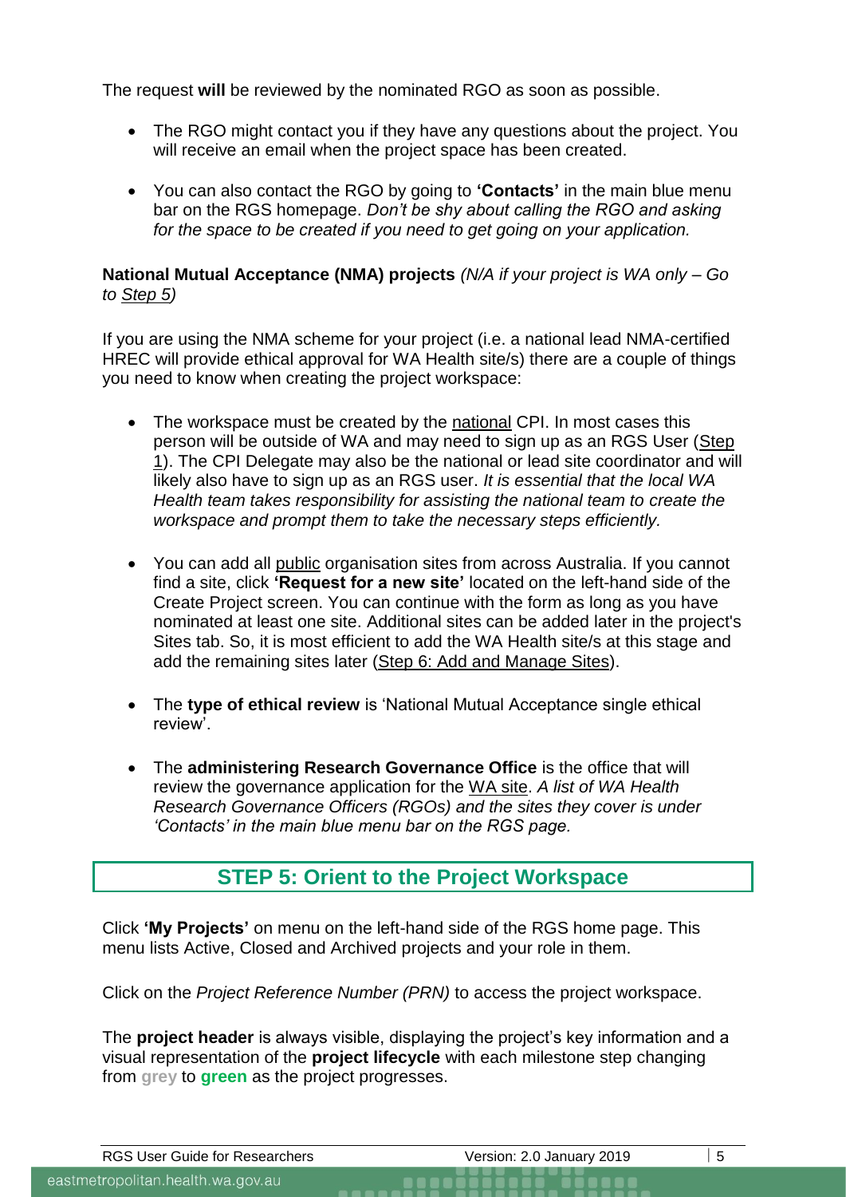The request **will** be reviewed by the nominated RGO as soon as possible.

- The RGO might contact you if they have any questions about the project. You will receive an email when the project space has been created.
- You can also contact the RGO by going to **'Contacts'** in the main blue menu bar on the RGS homepage. *Don't be shy about calling the RGO and asking for the space to be created if you need to get going on your application.*

**National Mutual Acceptance (NMA) projects** *(N/A if your project is WA only – Go to Step 5)*

If you are using the NMA scheme for your project (i.e. a national lead NMA-certified HREC will provide ethical approval for WA Health site/s) there are a couple of things you need to know when creating the project workspace:

- The workspace must be created by the national CPI. In most cases this person will be outside of WA and may need to sign up as an RGS User (Step 1). The CPI Delegate may also be the national or lead site coordinator and will likely also have to sign up as an RGS user. *It is essential that the local WA Health team takes responsibility for assisting the national team to create the workspace and prompt them to take the necessary steps efficiently.*
- You can add all public organisation sites from across Australia. If you cannot find a site, click **'Request for a new site'** located on the left-hand side of the Create Project screen. You can continue with the form as long as you have nominated at least one site. Additional sites can be added later in the project's Sites tab. So, it is most efficient to add the WA Health site/s at this stage and add the remaining sites later (Step 6: Add and Manage Sites).
- The **type of ethical review** is 'National Mutual Acceptance single ethical review'.
- The **administering Research Governance Office** is the office that will review the governance application for the WA site. *A list of WA Health Research Governance Officers (RGOs) and the sites they cover is under 'Contacts' in the main blue menu bar on the RGS page.*

## STEP 5: Orient to the Project Workspace

Click **'My Projects'** on menu on the left-hand side of the RGS home page. This menu lists Active, Closed and Archived projects and your role in them.

Click on the *Project Reference Number (PRN)* to access the project workspace.

The **project header** is always visible, displaying the project's key information and a visual representation of the **project lifecycle** with each milestone step changing from **grey** to **green** as the project progresses.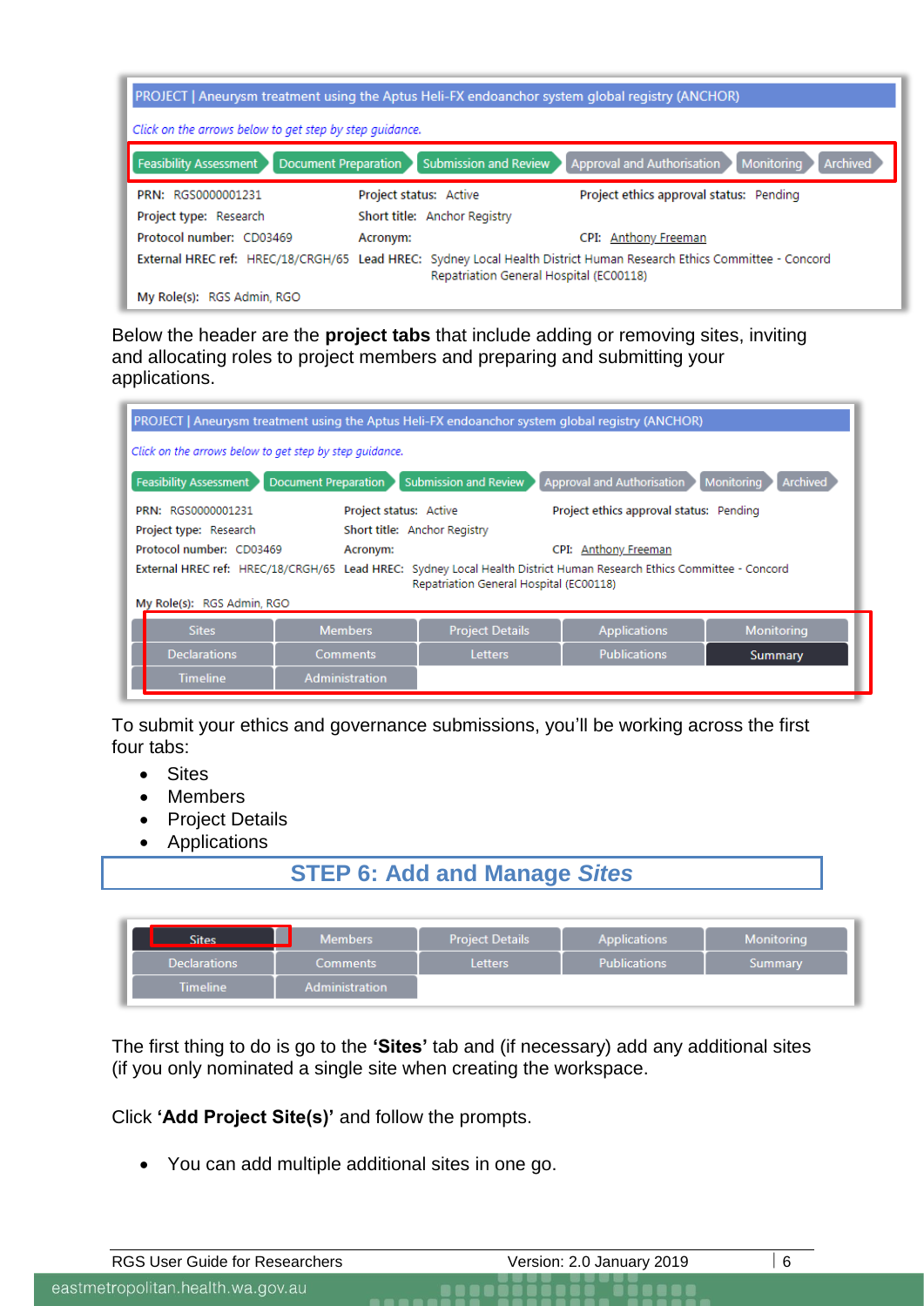PROJECT | Aneurysm treatment using the Aptus Heli-FX endoanchor system global registry (ANCHOR)

*Click on the arrows below to get step by step guidance.*

Feasibility Assessment | Document Preparation | Submission and Review | Approval and Authorisation | Monitoring | Archived

PRN: RGS0000001231 | Project status: Active | Project ethics approval status: Pending

Project type: Research | Short title: Anchor Registry

Protocol number: CD03469 | Acronym: | CPI: Anthony Freeman

External HREC ref: HREC/18/CRGH/65 | Lead HREC: Sydney Local Health District Human Research Ethics Committee - Concord Repatriation General Hospital (EC00118)

My Role(s): RGS Admin, RGO

Below the header are the **project tabs** that include adding or removing sites, inviting and allocating roles to project members and preparing and submitting your applications.

PROJECT | Aneurysm treatment using the Aptus Heli-FX endoanchor system global registry (ANCHOR)

*Click on the arrows below to get step by step guidance.*

Feasibility Assessment | Document Preparation | Submission and Review | Approval and Authorisation | Monitoring | Archived

PRN: RGS0000001231 | Project status: Active | Project ethics approval status: Pending

Project type: Research | Short title: Anchor Registry

Protocol number: CD03469 | Acronym: | CPI: Anthony Freeman

External HREC ref: HREC/18/CRGH/65 | Lead HREC: Sydney Local Health District Human Research Ethics Committee - Concord Repatriation General Hospital (EC00118)

My Role(s): RGS Admin, RGO

| Sites | Members | Project Details | Applications | Monitoring |
|---|---|---|---|---|
| Declarations | Comments | Letters | Publications | Summary |
| Timeline | Administration | | | |

To submit your ethics and governance submissions, you'll be working across the first four tabs:

- Sites
- Members
- Project Details
- Applications

## STEP 6: Add and Manage *Sites*

| Sites | Members | Project Details | Applications | Monitoring |
|---|---|---|---|---|
| Declarations | Comments | Letters | Publications | Summary |
| Timeline | Administration | | | |

The first thing to do is go to the **'Sites'** tab and (if necessary) add any additional sites (if you only nominated a single site when creating the workspace.

Click **'Add Project Site(s)'** and follow the prompts.

- You can add multiple additional sites in one go.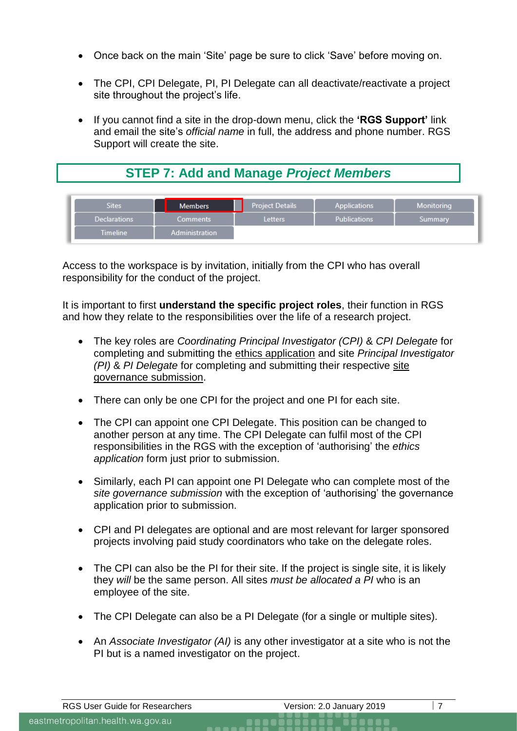- Once back on the main 'Site' page be sure to click 'Save' before moving on.

- The CPI, CPI Delegate, PI, PI Delegate can all deactivate/reactivate a project site throughout the project's life.

- If you cannot find a site in the drop-down menu, click the **'RGS Support'** link and email the site's *official name* in full, the address and phone number. RGS Support will create the site.

## STEP 7: Add and Manage *Project Members*

| Sites | Members | Project Details | Applications | Monitoring |
|---|---|---|---|---|
| Declarations | Comments | Letters | Publications | Summary |
| Timeline | Administration | | | |

Access to the workspace is by invitation, initially from the CPI who has overall responsibility for the conduct of the project.

It is important to first **understand the specific project roles**, their function in RGS and how they relate to the responsibilities over the life of a research project.

- The key roles are *Coordinating Principal Investigator (CPI)* & *CPI Delegate* for completing and submitting the ethics application and site *Principal Investigator (PI)* & *PI Delegate* for completing and submitting their respective site governance submission.

- There can only be one CPI for the project and one PI for each site.

- The CPI can appoint one CPI Delegate. This position can be changed to another person at any time. The CPI Delegate can fulfil most of the CPI responsibilities in the RGS with the exception of 'authorising' the *ethics application* form just prior to submission.

- Similarly, each PI can appoint one PI Delegate who can complete most of the *site governance submission* with the exception of 'authorising' the governance application prior to submission.

- CPI and PI delegates are optional and are most relevant for larger sponsored projects involving paid study coordinators who take on the delegate roles.

- The CPI can also be the PI for their site. If the project is single site, it is likely they *will* be the same person. All sites *must be allocated a PI* who is an employee of the site.

- The CPI Delegate can also be a PI Delegate (for a single or multiple sites).

- An *Associate Investigator (AI)* is any other investigator at a site who is not the PI but is a named investigator on the project.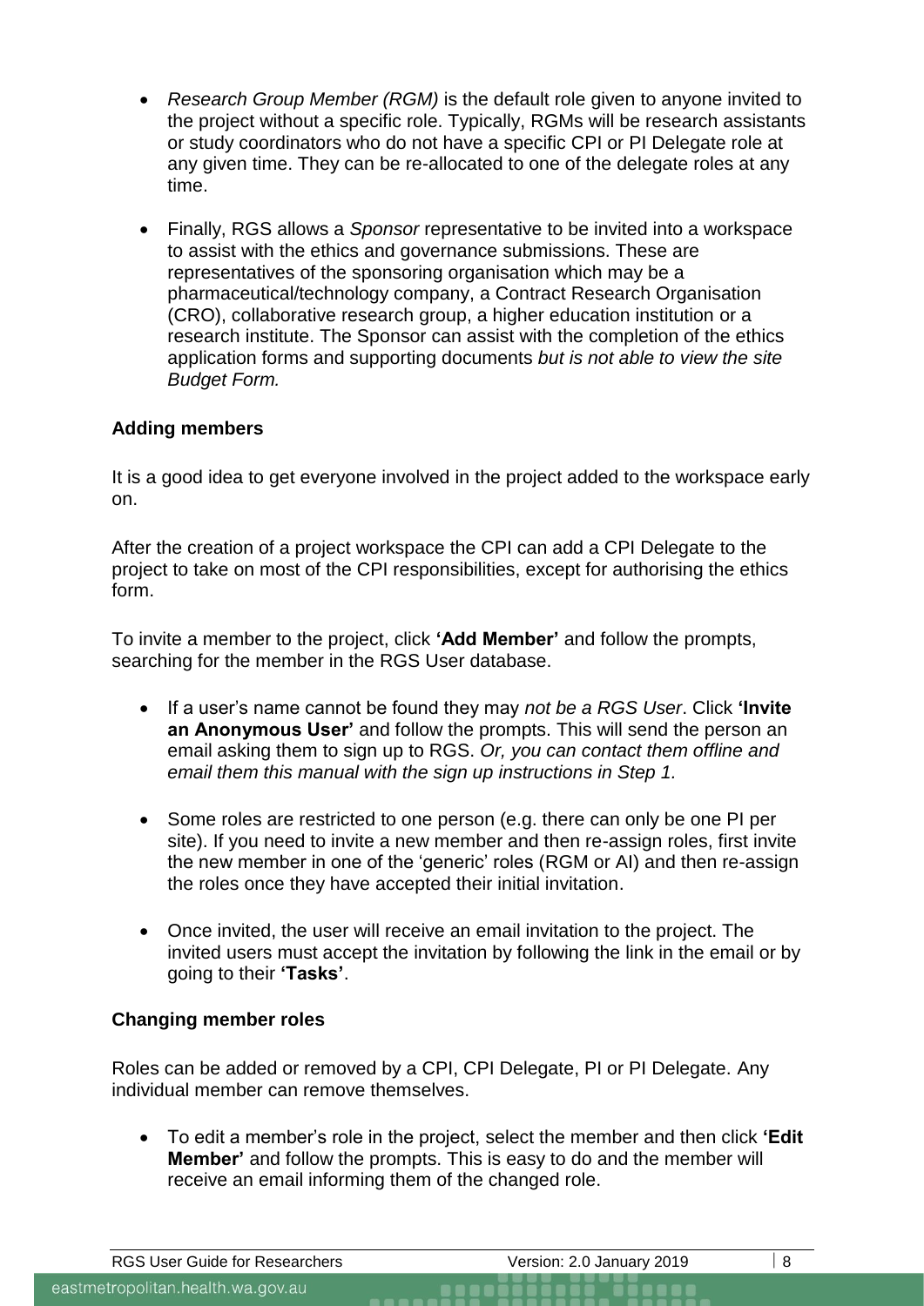- *Research Group Member (RGM)* is the default role given to anyone invited to the project without a specific role. Typically, RGMs will be research assistants or study coordinators who do not have a specific CPI or PI Delegate role at any given time. They can be re-allocated to one of the delegate roles at any time.

- Finally, RGS allows a *Sponsor* representative to be invited into a workspace to assist with the ethics and governance submissions. These are representatives of the sponsoring organisation which may be a pharmaceutical/technology company, a Contract Research Organisation (CRO), collaborative research group, a higher education institution or a research institute. The Sponsor can assist with the completion of the ethics application forms and supporting documents *but is not able to view the site Budget Form.*

**Adding members**

It is a good idea to get everyone involved in the project added to the workspace early on.

After the creation of a project workspace the CPI can add a CPI Delegate to the project to take on most of the CPI responsibilities, except for authorising the ethics form.

To invite a member to the project, click **'Add Member'** and follow the prompts, searching for the member in the RGS User database.

- If a user's name cannot be found they may *not be a RGS User*. Click **'Invite an Anonymous User'** and follow the prompts. This will send the person an email asking them to sign up to RGS. *Or, you can contact them offline and email them this manual with the sign up instructions in Step 1.*

- Some roles are restricted to one person (e.g. there can only be one PI per site). If you need to invite a new member and then re-assign roles, first invite the new member in one of the 'generic' roles (RGM or AI) and then re-assign the roles once they have accepted their initial invitation.

- Once invited, the user will receive an email invitation to the project. The invited users must accept the invitation by following the link in the email or by going to their **'Tasks'**.

**Changing member roles**

Roles can be added or removed by a CPI, CPI Delegate, PI or PI Delegate. Any individual member can remove themselves.

- To edit a member's role in the project, select the member and then click **'Edit Member'** and follow the prompts. This is easy to do and the member will receive an email informing them of the changed role.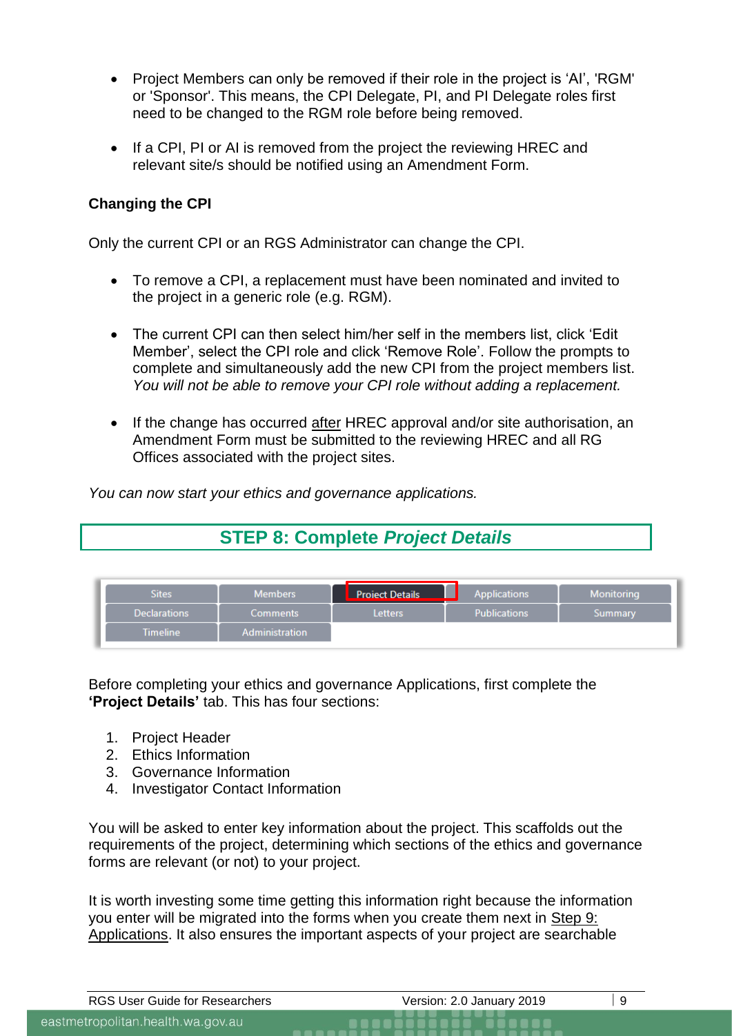- Project Members can only be removed if their role in the project is 'AI', 'RGM' or 'Sponsor'. This means, the CPI Delegate, PI, and PI Delegate roles first need to be changed to the RGM role before being removed.

- If a CPI, PI or AI is removed from the project the reviewing HREC and relevant site/s should be notified using an Amendment Form.

**Changing the CPI**

Only the current CPI or an RGS Administrator can change the CPI.

- To remove a CPI, a replacement must have been nominated and invited to the project in a generic role (e.g. RGM).

- The current CPI can then select him/her self in the members list, click 'Edit Member', select the CPI role and click 'Remove Role'. Follow the prompts to complete and simultaneously add the new CPI from the project members list. *You will not be able to remove your CPI role without adding a replacement.*

- If the change has occurred after HREC approval and/or site authorisation, an Amendment Form must be submitted to the reviewing HREC and all RG Offices associated with the project sites.

*You can now start your ethics and governance applications.*

## STEP 8: Complete *Project Details*

| Sites | Members | Project Details | Applications | Monitoring |
|---|---|---|---|---|
| Declarations | Comments | Letters | Publications | Summary |
| Timeline | Administration | | | |

Before completing your ethics and governance Applications, first complete the **'Project Details'** tab. This has four sections:

1. Project Header
2. Ethics Information
3. Governance Information
4. Investigator Contact Information

You will be asked to enter key information about the project. This scaffolds out the requirements of the project, determining which sections of the ethics and governance forms are relevant (or not) to your project.

It is worth investing some time getting this information right because the information you enter will be migrated into the forms when you create them next in Step 9: Applications. It also ensures the important aspects of your project are searchable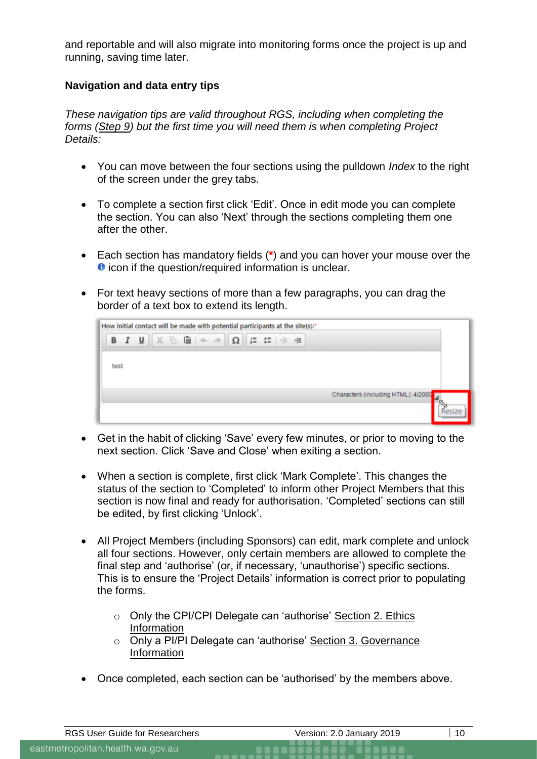and reportable and will also migrate into monitoring forms once the project is up and running, saving time later.

**Navigation and data entry tips**

*These navigation tips are valid throughout RGS, including when completing the forms (Step 9) but the first time you will need them is when completing Project Details:*

- You can move between the four sections using the pulldown *Index* to the right of the screen under the grey tabs.
- To complete a section first click 'Edit'. Once in edit mode you can complete the section. You can also 'Next' through the sections completing them one after the other.
- Each section has mandatory fields (*) and you can hover your mouse over the icon if the question/required information is unclear.
- For text heavy sections of more than a few paragraphs, you can drag the border of a text box to extend its length.
- Get in the habit of clicking 'Save' every few minutes, or prior to moving to the next section. Click 'Save and Close' when exiting a section.
- When a section is complete, first click 'Mark Complete'. This changes the status of the section to 'Completed' to inform other Project Members that this section is now final and ready for authorisation. 'Completed' sections can still be edited, by first clicking 'Unlock'.
- All Project Members (including Sponsors) can edit, mark complete and unlock all four sections. However, only certain members are allowed to complete the final step and 'authorise' (or, if necessary, 'unauthorise') specific sections. This is to ensure the 'Project Details' information is correct prior to populating the forms.
  - Only the CPI/CPI Delegate can 'authorise' Section 2. Ethics Information
  - Only a PI/PI Delegate can 'authorise' Section 3. Governance Information
- Once completed, each section can be 'authorised' by the members above.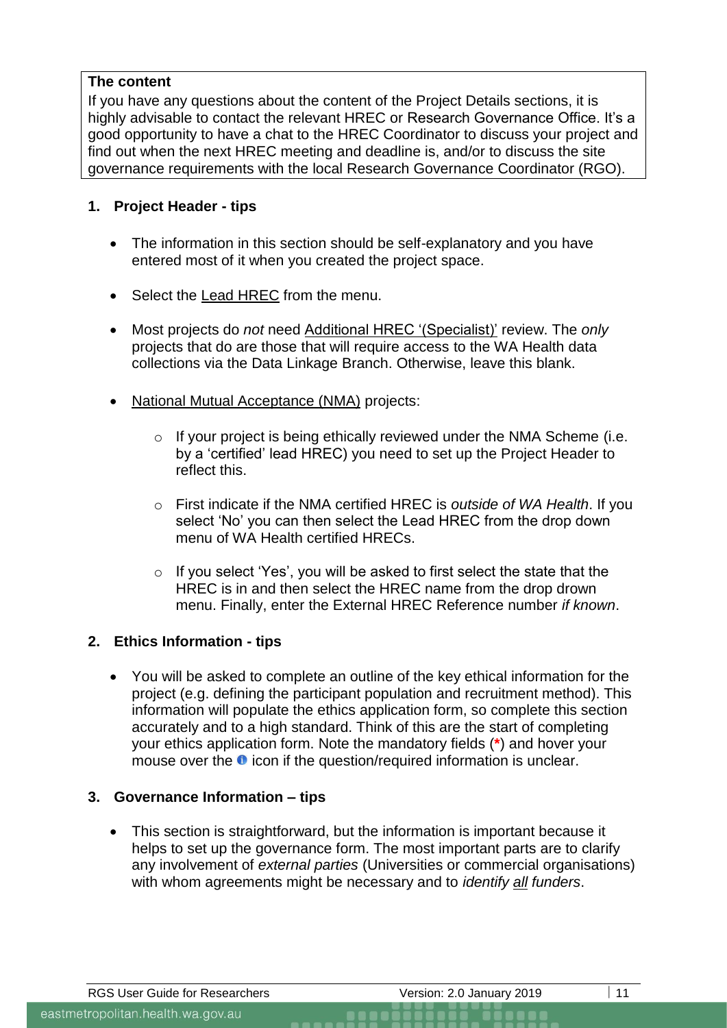**The content**

If you have any questions about the content of the Project Details sections, it is highly advisable to contact the relevant HREC or Research Governance Office. It's a good opportunity to have a chat to the HREC Coordinator to discuss your project and find out when the next HREC meeting and deadline is, and/or to discuss the site governance requirements with the local Research Governance Coordinator (RGO).

## 1. Project Header - tips

- The information in this section should be self-explanatory and you have entered most of it when you created the project space.
- Select the Lead HREC from the menu.
- Most projects do *not* need Additional HREC '(Specialist)' review. The *only* projects that do are those that will require access to the WA Health data collections via the Data Linkage Branch. Otherwise, leave this blank.
- National Mutual Acceptance (NMA) projects:
  - If your project is being ethically reviewed under the NMA Scheme (i.e. by a 'certified' lead HREC) you need to set up the Project Header to reflect this.
  - First indicate if the NMA certified HREC is *outside of WA Health*. If you select 'No' you can then select the Lead HREC from the drop down menu of WA Health certified HRECs.
  - If you select 'Yes', you will be asked to first select the state that the HREC is in and then select the HREC name from the drop drown menu. Finally, enter the External HREC Reference number *if known*.

## 2. Ethics Information - tips

- You will be asked to complete an outline of the key ethical information for the project (e.g. defining the participant population and recruitment method). This information will populate the ethics application form, so complete this section accurately and to a high standard. Think of this are the start of completing your ethics application form. Note the mandatory fields (*) and hover your mouse over the ℹ icon if the question/required information is unclear.

## 3. Governance Information – tips

- This section is straightforward, but the information is important because it helps to set up the governance form. The most important parts are to clarify any involvement of *external parties* (Universities or commercial organisations) with whom agreements might be necessary and to *identify all funders*.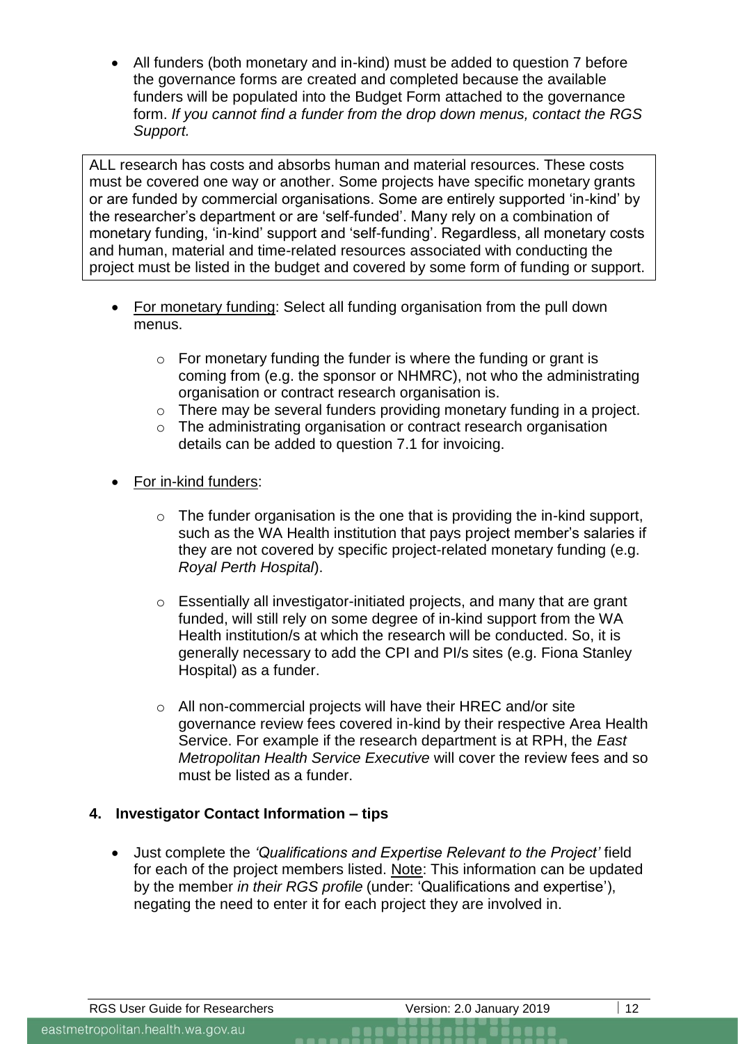- All funders (both monetary and in-kind) must be added to question 7 before the governance forms are created and completed because the available funders will be populated into the Budget Form attached to the governance form. *If you cannot find a funder from the drop down menus, contact the RGS Support.*

ALL research has costs and absorbs human and material resources. These costs must be covered one way or another. Some projects have specific monetary grants or are funded by commercial organisations. Some are entirely supported 'in-kind' by the researcher's department or are 'self-funded'. Many rely on a combination of monetary funding, 'in-kind' support and 'self-funding'. Regardless, all monetary costs and human, material and time-related resources associated with conducting the project must be listed in the budget and covered by some form of funding or support.

- For monetary funding: Select all funding organisation from the pull down menus.
  - For monetary funding the funder is where the funding or grant is coming from (e.g. the sponsor or NHMRC), not who the administrating organisation or contract research organisation is.
  - There may be several funders providing monetary funding in a project.
  - The administrating organisation or contract research organisation details can be added to question 7.1 for invoicing.

- For in-kind funders:
  - The funder organisation is the one that is providing the in-kind support, such as the WA Health institution that pays project member's salaries if they are not covered by specific project-related monetary funding (e.g. *Royal Perth Hospital*).
  - Essentially all investigator-initiated projects, and many that are grant funded, will still rely on some degree of in-kind support from the WA Health institution/s at which the research will be conducted. So, it is generally necessary to add the CPI and PI/s sites (e.g. Fiona Stanley Hospital) as a funder.
  - All non-commercial projects will have their HREC and/or site governance review fees covered in-kind by their respective Area Health Service. For example if the research department is at RPH, the *East Metropolitan Health Service Executive* will cover the review fees and so must be listed as a funder.

## 4. Investigator Contact Information – tips

- Just complete the *'Qualifications and Expertise Relevant to the Project'* field for each of the project members listed. Note: This information can be updated by the member *in their RGS profile* (under: 'Qualifications and expertise'), negating the need to enter it for each project they are involved in.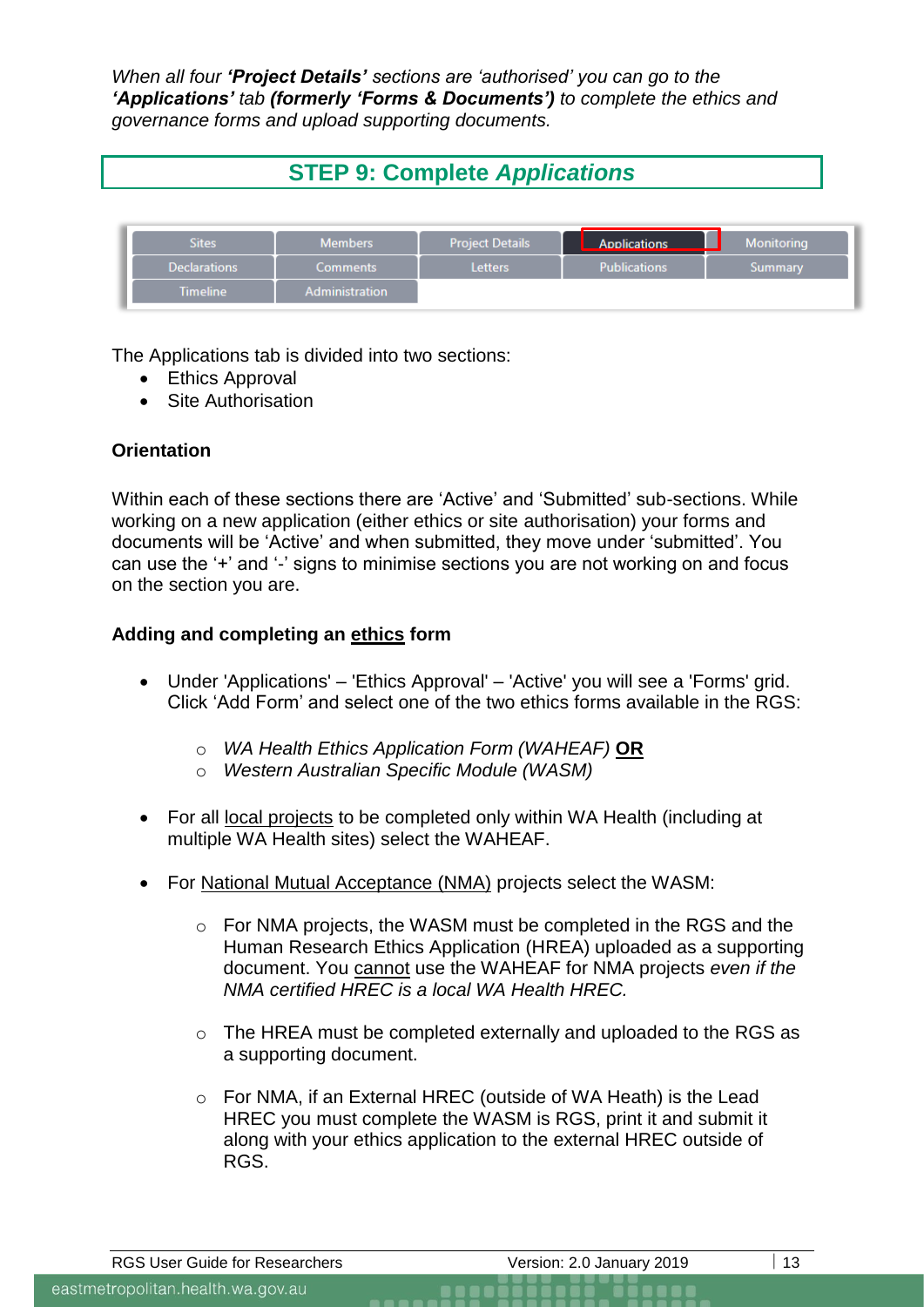*When all four **'Project Details'** sections are 'authorised' you can go to the **'Applications'** tab **(formerly 'Forms & Documents')** to complete the ethics and governance forms and upload supporting documents.*

## STEP 9: Complete *Applications*

| Sites | Members | Project Details | Applications | Monitoring |
|---|---|---|---|---|
| Declarations | Comments | Letters | Publications | Summary |
| Timeline | Administration | | | |

The Applications tab is divided into two sections:

- Ethics Approval
- Site Authorisation

**Orientation**

Within each of these sections there are 'Active' and 'Submitted' sub-sections. While working on a new application (either ethics or site authorisation) your forms and documents will be 'Active' and when submitted, they move under 'submitted'. You can use the '+' and '-' signs to minimise sections you are not working on and focus on the section you are.

**Adding and completing an ethics form**

- Under 'Applications' – 'Ethics Approval' – 'Active' you will see a 'Forms' grid. Click 'Add Form' and select one of the two ethics forms available in the RGS:
  - *WA Health Ethics Application Form (WAHEAF)* **OR**
  - *Western Australian Specific Module (WASM)*
- For all local projects to be completed only within WA Health (including at multiple WA Health sites) select the WAHEAF.
- For National Mutual Acceptance (NMA) projects select the WASM:
  - For NMA projects, the WASM must be completed in the RGS and the Human Research Ethics Application (HREA) uploaded as a supporting document. You cannot use the WAHEAF for NMA projects *even if the NMA certified HREC is a local WA Health HREC.*
  - The HREA must be completed externally and uploaded to the RGS as a supporting document.
  - For NMA, if an External HREC (outside of WA Heath) is the Lead HREC you must complete the WASM is RGS, print it and submit it along with your ethics application to the external HREC outside of RGS.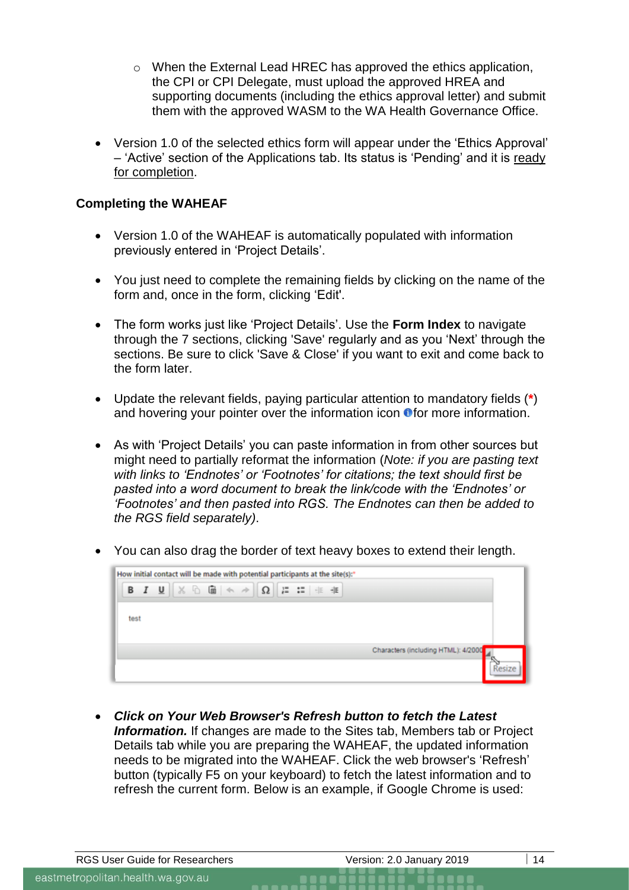- When the External Lead HREC has approved the ethics application, the CPI or CPI Delegate, must upload the approved HREA and supporting documents (including the ethics approval letter) and submit them with the approved WASM to the WA Health Governance Office.

- Version 1.0 of the selected ethics form will appear under the 'Ethics Approval' – 'Active' section of the Applications tab. Its status is 'Pending' and it is ready for completion.

**Completing the WAHEAF**

- Version 1.0 of the WAHEAF is automatically populated with information previously entered in 'Project Details'.

- You just need to complete the remaining fields by clicking on the name of the form and, once in the form, clicking 'Edit'.

- The form works just like 'Project Details'. Use the **Form Index** to navigate through the 7 sections, clicking 'Save' regularly and as you 'Next' through the sections. Be sure to click 'Save & Close' if you want to exit and come back to the form later.

- Update the relevant fields, paying particular attention to mandatory fields (*) and hovering your pointer over the information icon for more information.

- As with 'Project Details' you can paste information in from other sources but might need to partially reformat the information (*Note: if you are pasting text with links to 'Endnotes' or 'Footnotes' for citations; the text should first be pasted into a word document to break the link/code with the 'Endnotes' or 'Footnotes' and then pasted into RGS. The Endnotes can then be added to the RGS field separately)*.

- You can also drag the border of text heavy boxes to extend their length.

- ***Click on Your Web Browser's Refresh button to fetch the Latest Information.*** If changes are made to the Sites tab, Members tab or Project Details tab while you are preparing the WAHEAF, the updated information needs to be migrated into the WAHEAF. Click the web browser's 'Refresh' button (typically F5 on your keyboard) to fetch the latest information and to refresh the current form. Below is an example, if Google Chrome is used: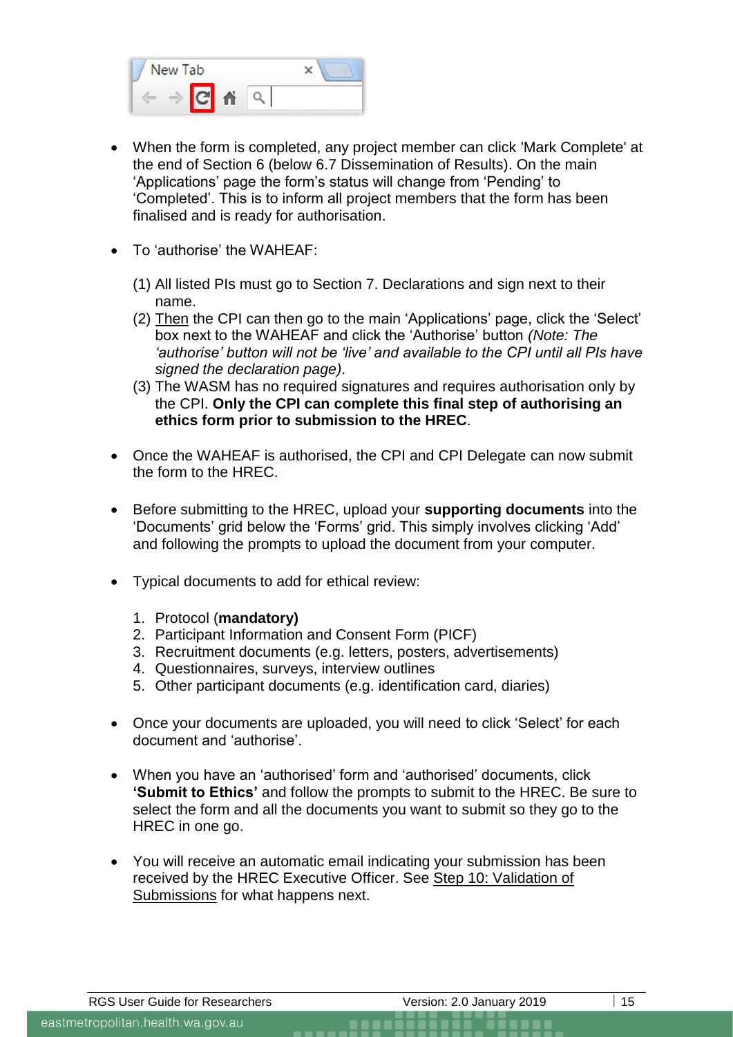- When the form is completed, any project member can click 'Mark Complete' at the end of Section 6 (below 6.7 Dissemination of Results). On the main 'Applications' page the form's status will change from 'Pending' to 'Completed'. This is to inform all project members that the form has been finalised and is ready for authorisation.

- To 'authorise' the WAHEAF:

  (1) All listed PIs must go to Section 7. Declarations and sign next to their name.
  (2) Then the CPI can then go to the main 'Applications' page, click the 'Select' box next to the WAHEAF and click the 'Authorise' button *(Note: The 'authorise' button will not be 'live' and available to the CPI until all PIs have signed the declaration page)*.
  (3) The WASM has no required signatures and requires authorisation only by the CPI. **Only the CPI can complete this final step of authorising an ethics form prior to submission to the HREC**.

- Once the WAHEAF is authorised, the CPI and CPI Delegate can now submit the form to the HREC.

- Before submitting to the HREC, upload your **supporting documents** into the 'Documents' grid below the 'Forms' grid. This simply involves clicking 'Add' and following the prompts to upload the document from your computer.

- Typical documents to add for ethical review:

  1. Protocol (**mandatory)**
  2. Participant Information and Consent Form (PICF)
  3. Recruitment documents (e.g. letters, posters, advertisements)
  4. Questionnaires, surveys, interview outlines
  5. Other participant documents (e.g. identification card, diaries)

- Once your documents are uploaded, you will need to click 'Select' for each document and 'authorise'.

- When you have an 'authorised' form and 'authorised' documents, click **'Submit to Ethics'** and follow the prompts to submit to the HREC. Be sure to select the form and all the documents you want to submit so they go to the HREC in one go.

- You will receive an automatic email indicating your submission has been received by the HREC Executive Officer. See Step 10: Validation of Submissions for what happens next.